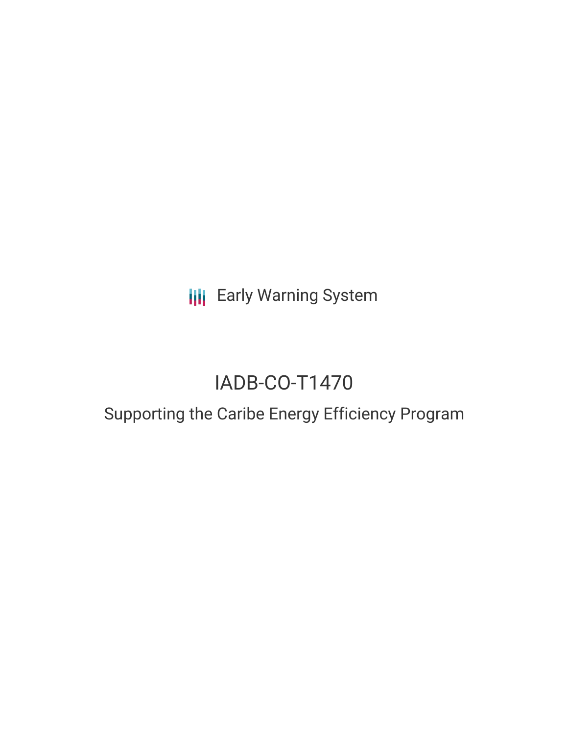Early Warning System

# IADB-CO-T1470

## Supporting the Caribe Energy Efficiency Program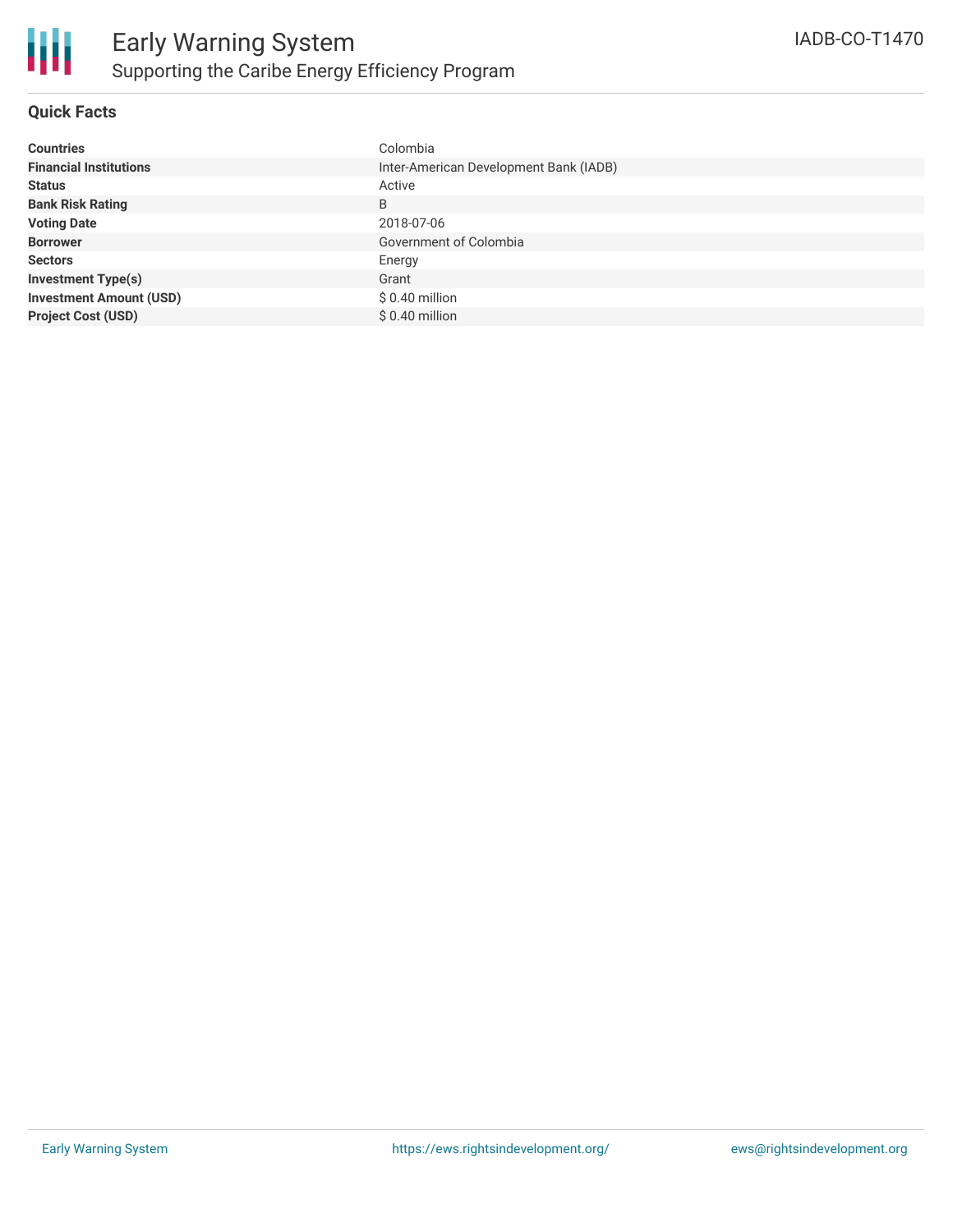# Early Warning System

## Supporting the Caribe Energy Efficiency Program

IADB-CO-T1470

### Quick Facts

| | |
|---|---|
| **Countries** | Colombia |
| **Financial Institutions** | Inter-American Development Bank (IADB) |
| **Status** | Active |
| **Bank Risk Rating** | B |
| **Voting Date** | 2018-07-06 |
| **Borrower** | Government of Colombia |
| **Sectors** | Energy |
| **Investment Type(s)** | Grant |
| **Investment Amount (USD)** | $ 0.40 million |
| **Project Cost (USD)** | $ 0.40 million |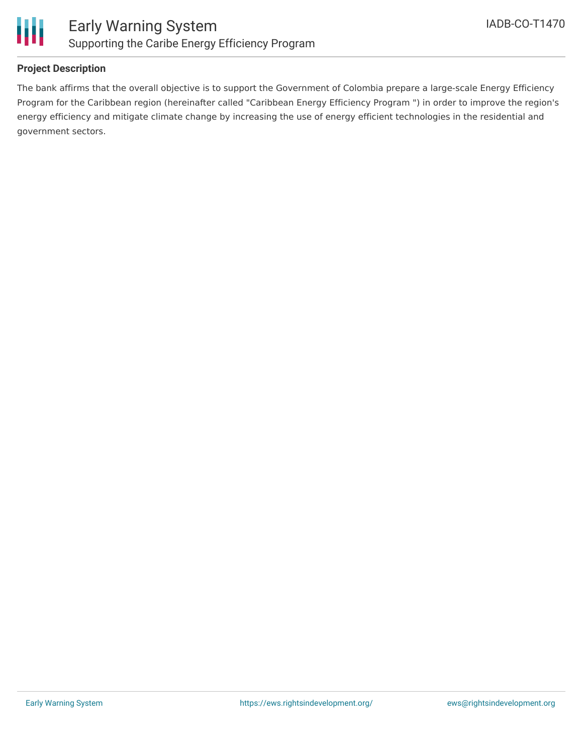**Project Description**

The bank affirms that the overall objective is to support the Government of Colombia prepare a large-scale Energy Efficiency Program for the Caribbean region (hereinafter called "Caribbean Energy Efficiency Program ") in order to improve the region's energy efficiency and mitigate climate change by increasing the use of energy efficient technologies in the residential and government sectors.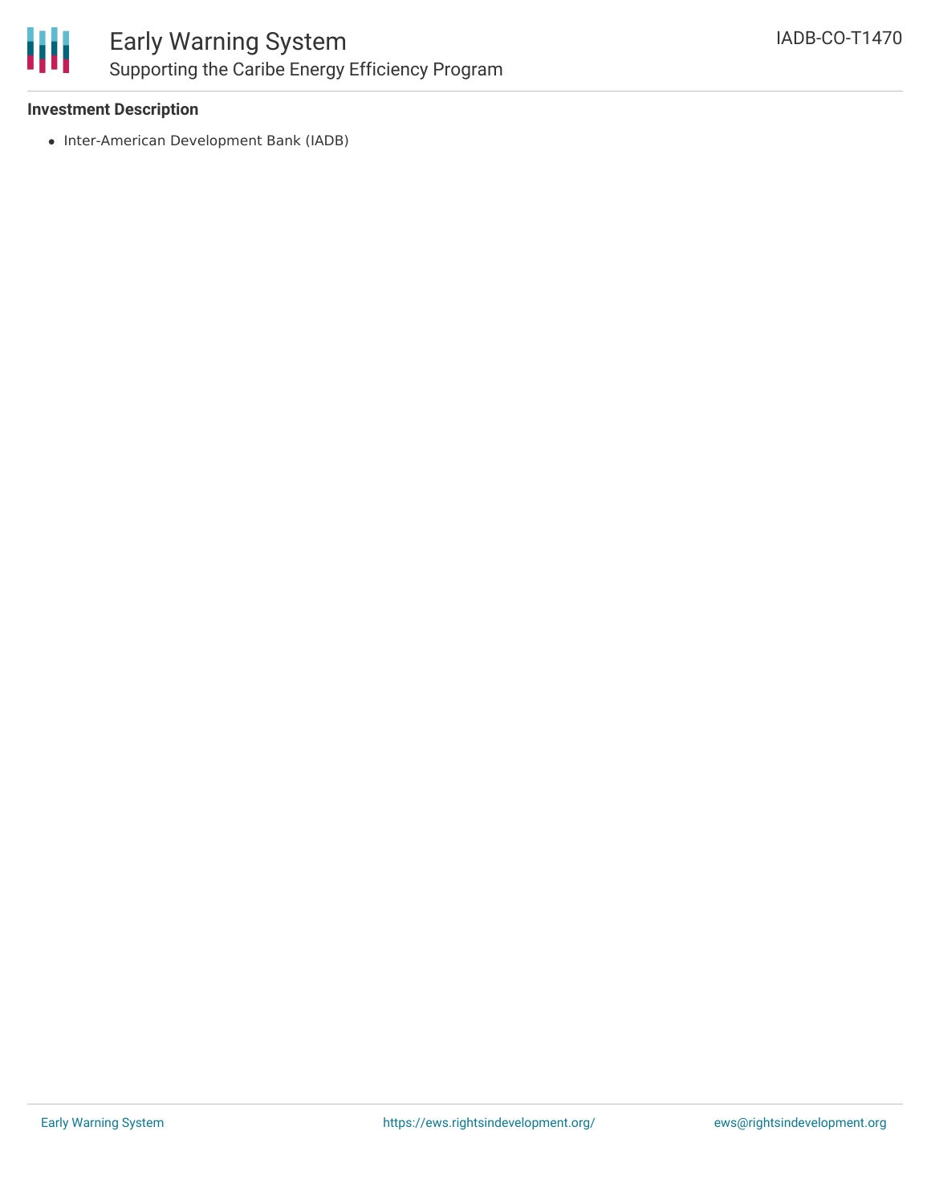**Investment Description**

- Inter-American Development Bank (IADB)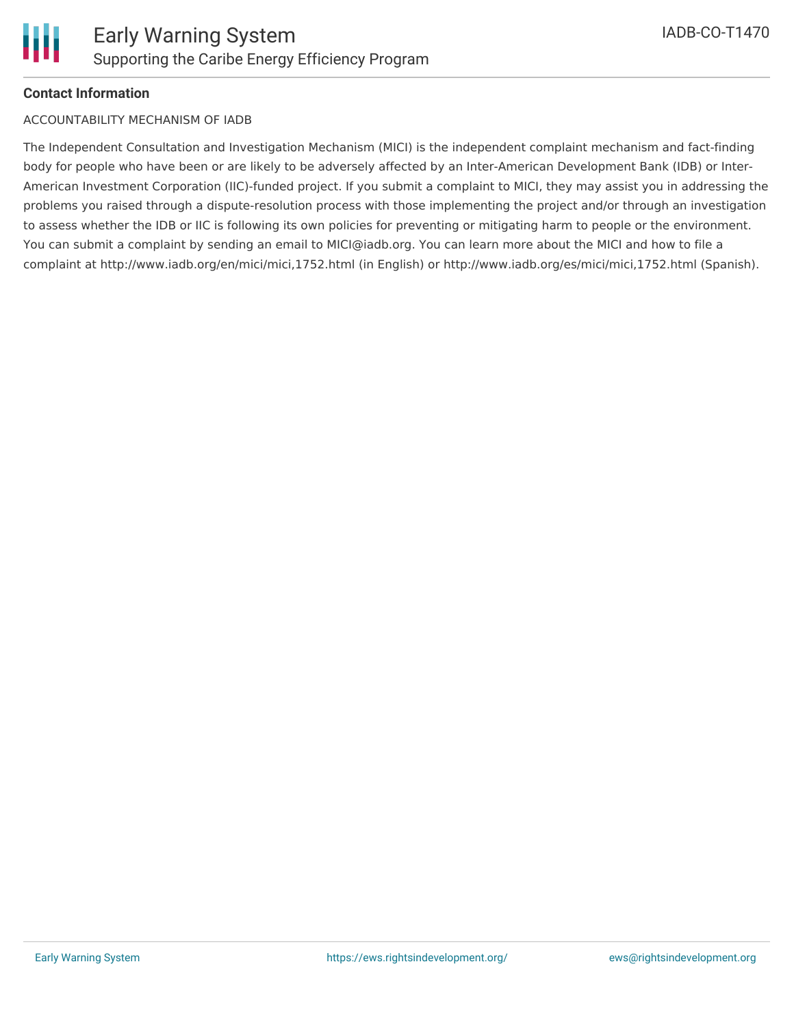**Contact Information**

ACCOUNTABILITY MECHANISM OF IADB

The Independent Consultation and Investigation Mechanism (MICI) is the independent complaint mechanism and fact-finding body for people who have been or are likely to be adversely affected by an Inter-American Development Bank (IDB) or Inter-American Investment Corporation (IIC)-funded project. If you submit a complaint to MICI, they may assist you in addressing the problems you raised through a dispute-resolution process with those implementing the project and/or through an investigation to assess whether the IDB or IIC is following its own policies for preventing or mitigating harm to people or the environment. You can submit a complaint by sending an email to MICI@iadb.org. You can learn more about the MICI and how to file a complaint at http://www.iadb.org/en/mici/mici,1752.html (in English) or http://www.iadb.org/es/mici/mici,1752.html (Spanish).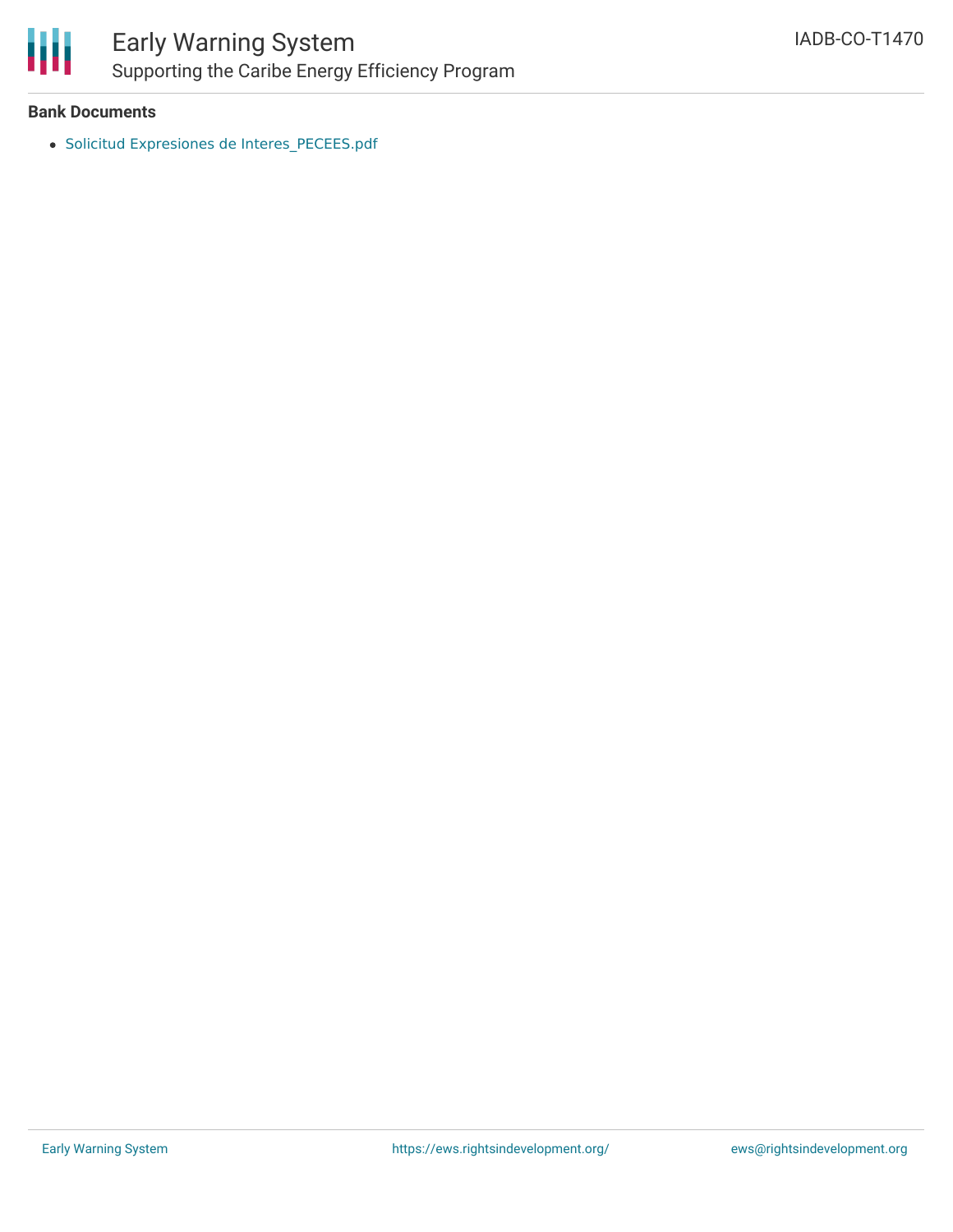**Bank Documents**

- Solicitud Expresiones de Interes_PECEES.pdf